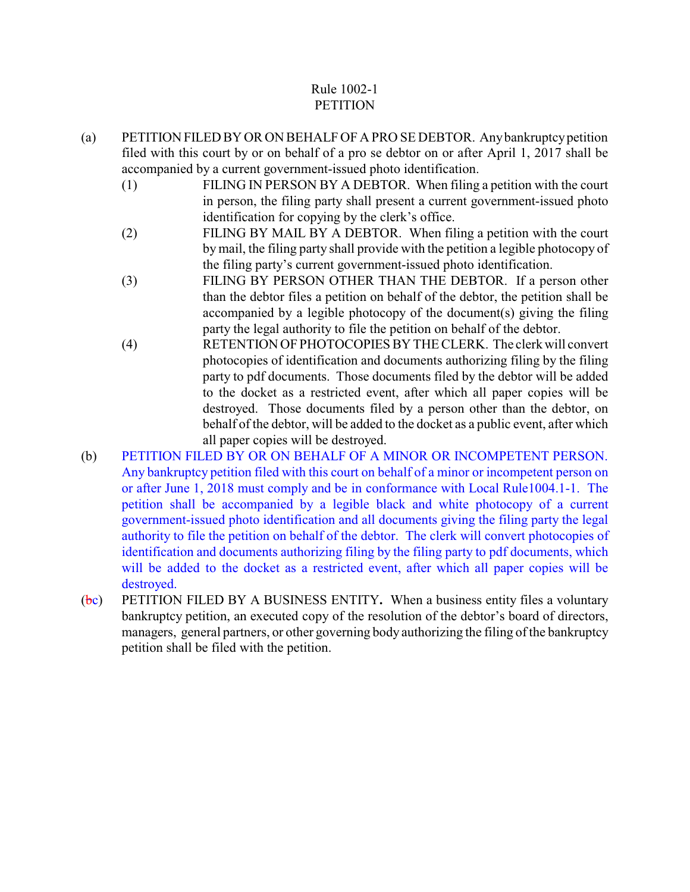# Rule 1002-1
# PETITION

(a) PETITION FILED BY OR ON BEHALF OF A PRO SE DEBTOR. Any bankruptcy petition filed with this court by or on behalf of a pro se debtor on or after April 1, 2017 shall be accompanied by a current government-issued photo identification.

(1) FILING IN PERSON BY A DEBTOR. When filing a petition with the court in person, the filing party shall present a current government-issued photo identification for copying by the clerk's office.

(2) FILING BY MAIL BY A DEBTOR. When filing a petition with the court by mail, the filing party shall provide with the petition a legible photocopy of the filing party's current government-issued photo identification.

(3) FILING BY PERSON OTHER THAN THE DEBTOR. If a person other than the debtor files a petition on behalf of the debtor, the petition shall be accompanied by a legible photocopy of the document(s) giving the filing party the legal authority to file the petition on behalf of the debtor.

(4) RETENTION OF PHOTOCOPIES BY THE CLERK. The clerk will convert photocopies of identification and documents authorizing filing by the filing party to pdf documents. Those documents filed by the debtor will be added to the docket as a restricted event, after which all paper copies will be destroyed. Those documents filed by a person other than the debtor, on behalf of the debtor, will be added to the docket as a public event, after which all paper copies will be destroyed.

(b) PETITION FILED BY OR ON BEHALF OF A MINOR OR INCOMPETENT PERSON. Any bankruptcy petition filed with this court on behalf of a minor or incompetent person on or after June 1, 2018 must comply and be in conformance with Local Rule1004.1-1. The petition shall be accompanied by a legible black and white photocopy of a current government-issued photo identification and all documents giving the filing party the legal authority to file the petition on behalf of the debtor. The clerk will convert photocopies of identification and documents authorizing filing by the filing party to pdf documents, which will be added to the docket as a restricted event, after which all paper copies will be destroyed.

(~~b~~c) PETITION FILED BY A BUSINESS ENTITY. When a business entity files a voluntary bankruptcy petition, an executed copy of the resolution of the debtor's board of directors, managers, general partners, or other governing body authorizing the filing of the bankruptcy petition shall be filed with the petition.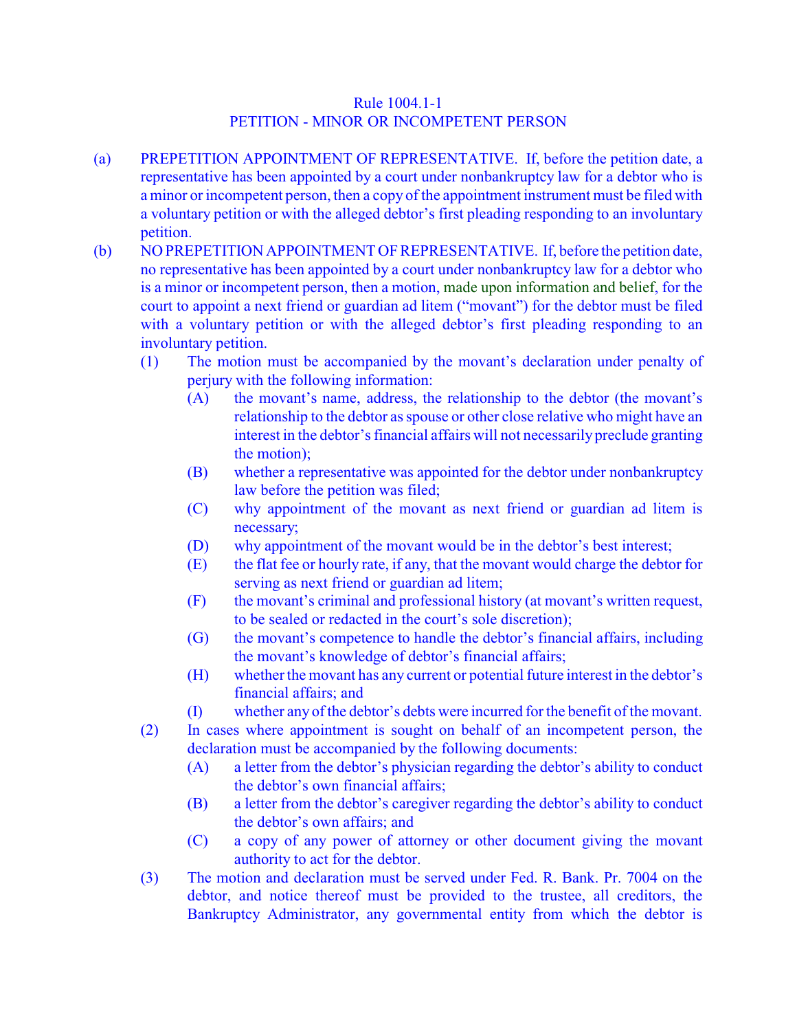Rule 1004.1-1
PETITION - MINOR OR INCOMPETENT PERSON

(a) PREPETITION APPOINTMENT OF REPRESENTATIVE. If, before the petition date, a representative has been appointed by a court under nonbankruptcy law for a debtor who is a minor or incompetent person, then a copy of the appointment instrument must be filed with a voluntary petition or with the alleged debtor's first pleading responding to an involuntary petition.

(b) NO PREPETITION APPOINTMENT OF REPRESENTATIVE. If, before the petition date, no representative has been appointed by a court under nonbankruptcy law for a debtor who is a minor or incompetent person, then a motion, made upon information and belief, for the court to appoint a next friend or guardian ad litem ("movant") for the debtor must be filed with a voluntary petition or with the alleged debtor's first pleading responding to an involuntary petition.

   (1) The motion must be accompanied by the movant's declaration under penalty of perjury with the following information:

      (A) the movant's name, address, the relationship to the debtor (the movant's relationship to the debtor as spouse or other close relative who might have an interest in the debtor's financial affairs will not necessarily preclude granting the motion);

      (B) whether a representative was appointed for the debtor under nonbankruptcy law before the petition was filed;

      (C) why appointment of the movant as next friend or guardian ad litem is necessary;

      (D) why appointment of the movant would be in the debtor's best interest;

      (E) the flat fee or hourly rate, if any, that the movant would charge the debtor for serving as next friend or guardian ad litem;

      (F) the movant's criminal and professional history (at movant's written request, to be sealed or redacted in the court's sole discretion);

      (G) the movant's competence to handle the debtor's financial affairs, including the movant's knowledge of debtor's financial affairs;

      (H) whether the movant has any current or potential future interest in the debtor's financial affairs; and

      (I) whether any of the debtor's debts were incurred for the benefit of the movant.

   (2) In cases where appointment is sought on behalf of an incompetent person, the declaration must be accompanied by the following documents:

      (A) a letter from the debtor's physician regarding the debtor's ability to conduct the debtor's own financial affairs;

      (B) a letter from the debtor's caregiver regarding the debtor's ability to conduct the debtor's own affairs; and

      (C) a copy of any power of attorney or other document giving the movant authority to act for the debtor.

   (3) The motion and declaration must be served under Fed. R. Bank. Pr. 7004 on the debtor, and notice thereof must be provided to the trustee, all creditors, the Bankruptcy Administrator, any governmental entity from which the debtor is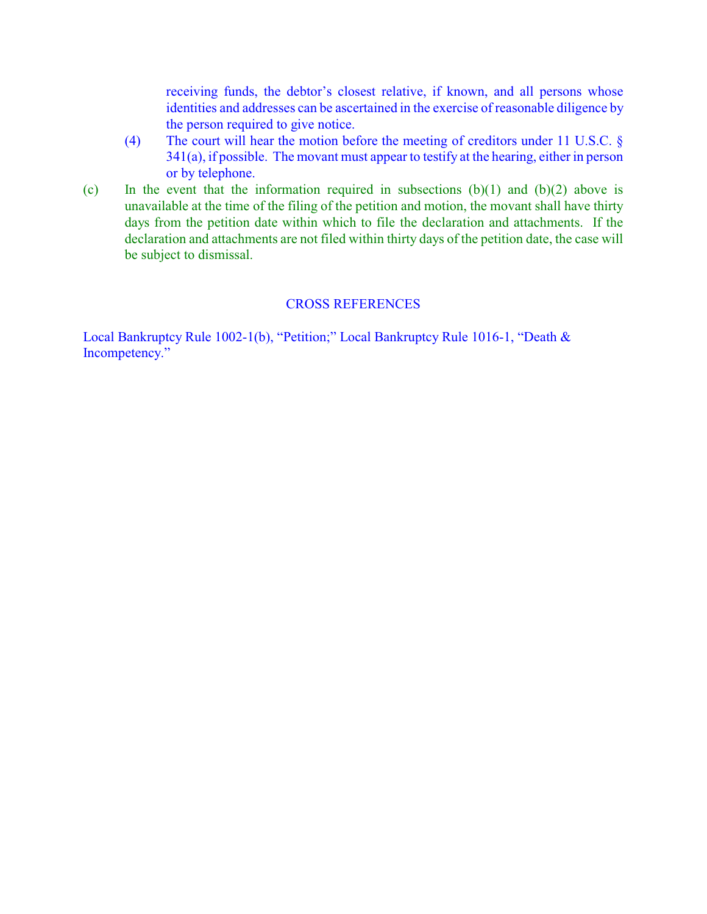receiving funds, the debtor's closest relative, if known, and all persons whose identities and addresses can be ascertained in the exercise of reasonable diligence by the person required to give notice.

(4) The court will hear the motion before the meeting of creditors under 11 U.S.C. § 341(a), if possible. The movant must appear to testify at the hearing, either in person or by telephone.

(c) In the event that the information required in subsections (b)(1) and (b)(2) above is unavailable at the time of the filing of the petition and motion, the movant shall have thirty days from the petition date within which to file the declaration and attachments. If the declaration and attachments are not filed within thirty days of the petition date, the case will be subject to dismissal.

## CROSS REFERENCES

Local Bankruptcy Rule 1002-1(b), "Petition;" Local Bankruptcy Rule 1016-1, "Death & Incompetency."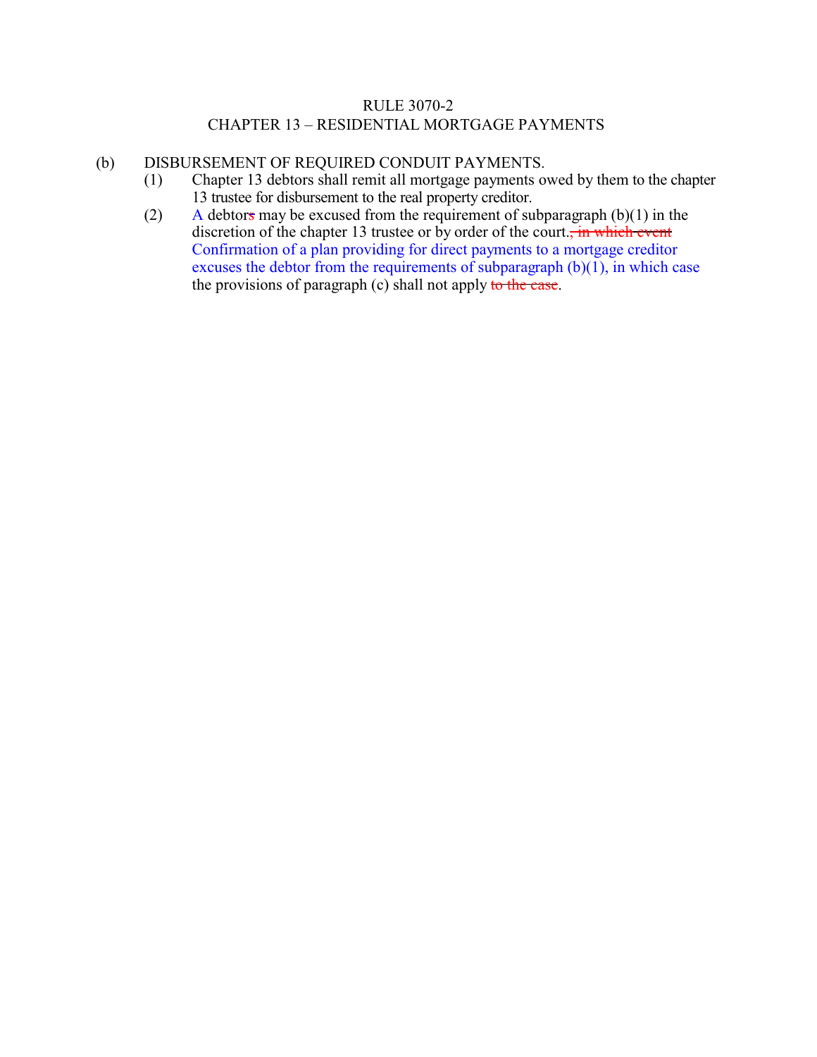RULE 3070-2
CHAPTER 13 – RESIDENTIAL MORTGAGE PAYMENTS

(b) DISBURSEMENT OF REQUIRED CONDUIT PAYMENTS.

(1) Chapter 13 debtors shall remit all mortgage payments owed by them to the chapter 13 trustee for disbursement to the real property creditor.

(2) A debtor~~s~~ may be excused from the requirement of subparagraph (b)(1) in the discretion of the chapter 13 trustee or by order of the court.~~, in which event~~ Confirmation of a plan providing for direct payments to a mortgage creditor excuses the debtor from the requirements of subparagraph (b)(1), in which case the provisions of paragraph (c) shall not apply ~~to the case~~.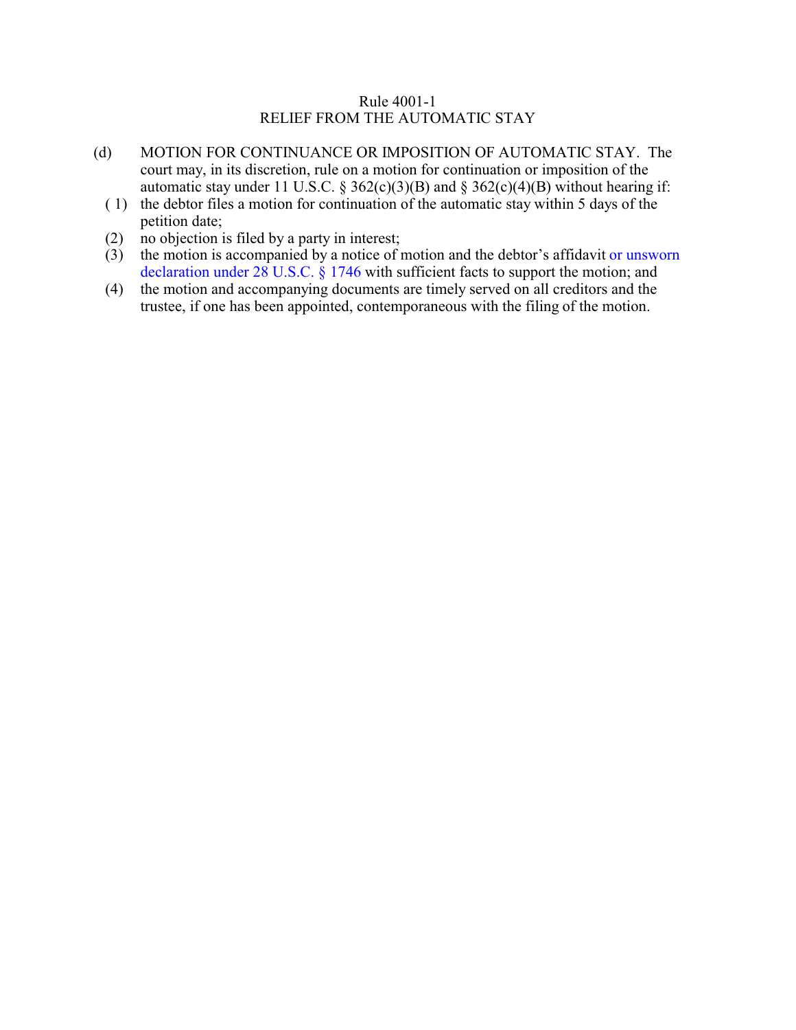Rule 4001-1
RELIEF FROM THE AUTOMATIC STAY

(d) MOTION FOR CONTINUANCE OR IMPOSITION OF AUTOMATIC STAY. The court may, in its discretion, rule on a motion for continuation or imposition of the automatic stay under 11 U.S.C. § 362(c)(3)(B) and § 362(c)(4)(B) without hearing if:

(1) the debtor files a motion for continuation of the automatic stay within 5 days of the petition date;

(2) no objection is filed by a party in interest;

(3) the motion is accompanied by a notice of motion and the debtor's affidavit or unsworn declaration under 28 U.S.C. § 1746 with sufficient facts to support the motion; and

(4) the motion and accompanying documents are timely served on all creditors and the trustee, if one has been appointed, contemporaneous with the filing of the motion.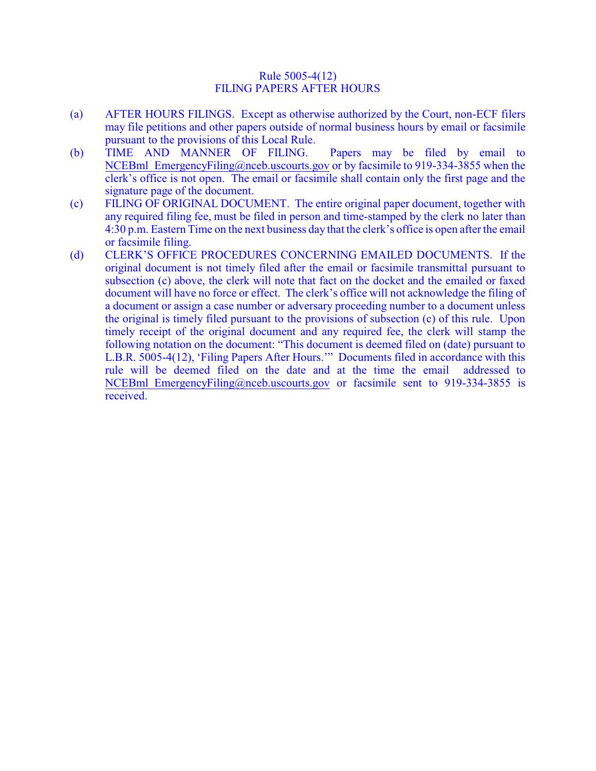# Rule 5005-4(12)
## FILING PAPERS AFTER HOURS

(a) AFTER HOURS FILINGS. Except as otherwise authorized by the Court, non-ECF filers may file petitions and other papers outside of normal business hours by email or facsimile pursuant to the provisions of this Local Rule.

(b) TIME AND MANNER OF FILING. Papers may be filed by email to NCEBml_EmergencyFiling@nceb.uscourts.gov or by facsimile to 919-334-3855 when the clerk's office is not open. The email or facsimile shall contain only the first page and the signature page of the document.

(c) FILING OF ORIGINAL DOCUMENT. The entire original paper document, together with any required filing fee, must be filed in person and time-stamped by the clerk no later than 4:30 p.m. Eastern Time on the next business day that the clerk's office is open after the email or facsimile filing.

(d) CLERK'S OFFICE PROCEDURES CONCERNING EMAILED DOCUMENTS. If the original document is not timely filed after the email or facsimile transmittal pursuant to subsection (c) above, the clerk will note that fact on the docket and the emailed or faxed document will have no force or effect. The clerk's office will not acknowledge the filing of a document or assign a case number or adversary proceeding number to a document unless the original is timely filed pursuant to the provisions of subsection (c) of this rule. Upon timely receipt of the original document and any required fee, the clerk will stamp the following notation on the document: "This document is deemed filed on (date) pursuant to L.B.R. 5005-4(12), 'Filing Papers After Hours.'" Documents filed in accordance with this rule will be deemed filed on the date and at the time the email addressed to NCEBml_EmergencyFiling@nceb.uscourts.gov or facsimile sent to 919-334-3855 is received.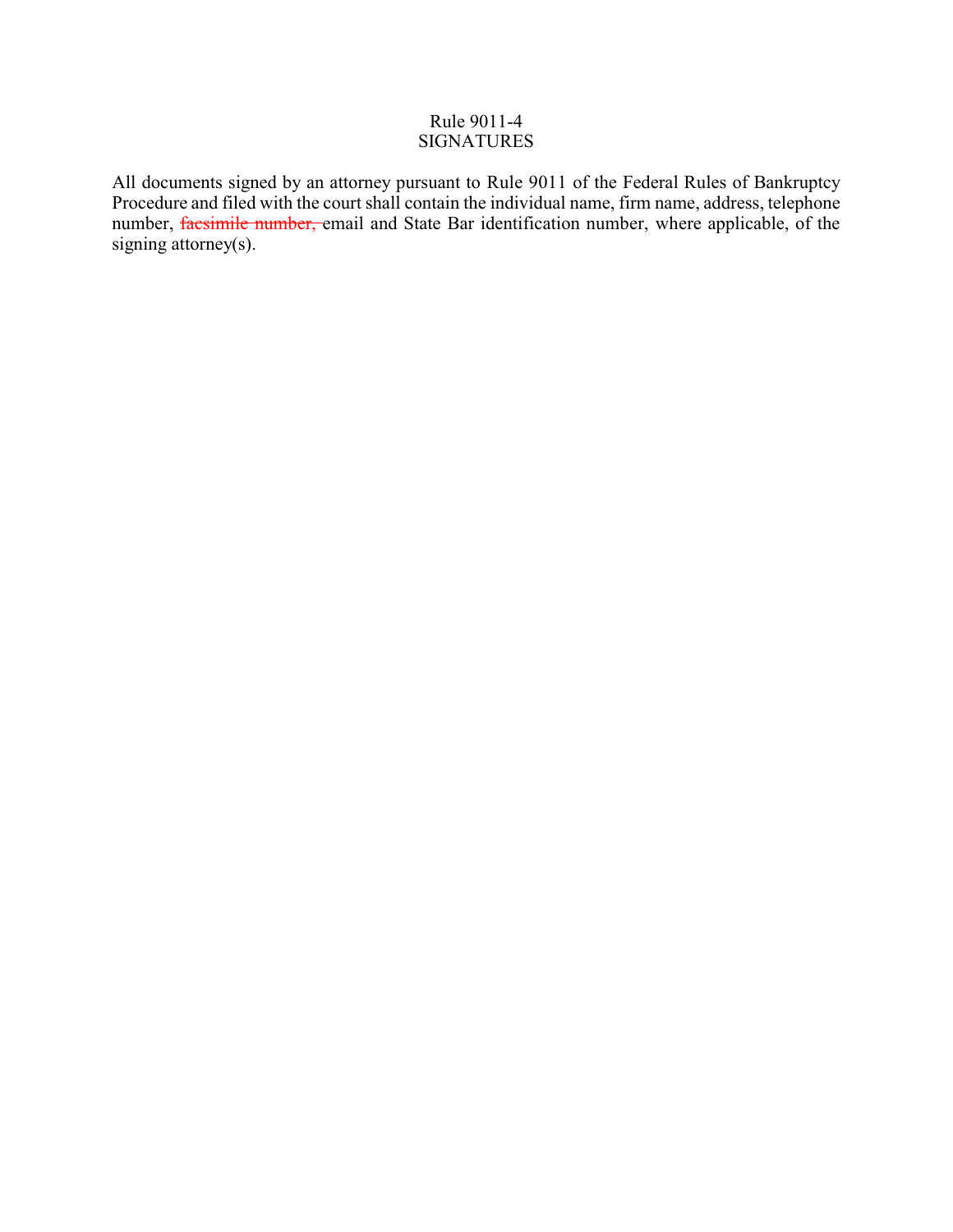# Rule 9011-4
## SIGNATURES

All documents signed by an attorney pursuant to Rule 9011 of the Federal Rules of Bankruptcy Procedure and filed with the court shall contain the individual name, firm name, address, telephone number, ~~facsimile number,~~ email and State Bar identification number, where applicable, of the signing attorney(s).